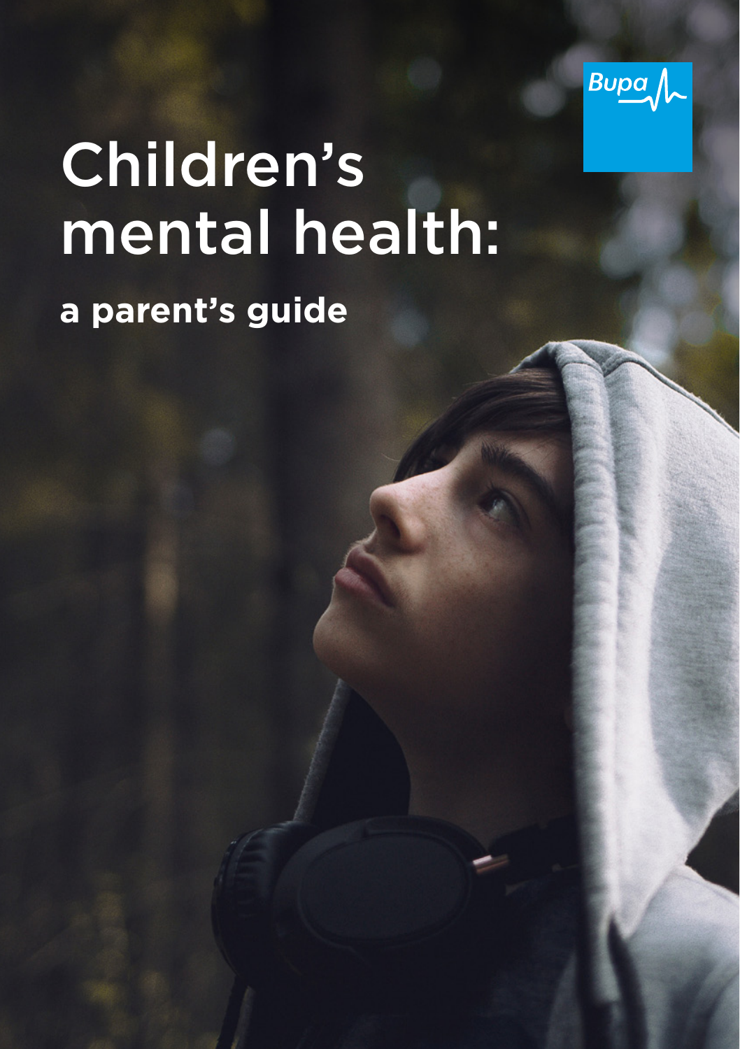Bupa

# Children's mental health:

## a parent's guide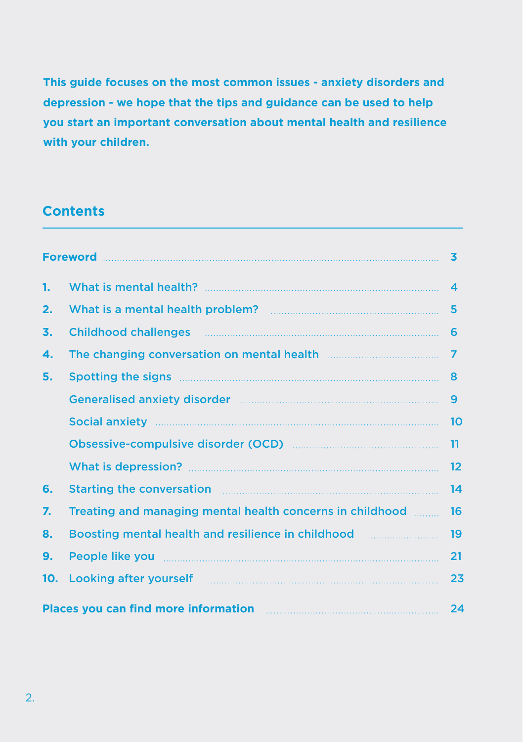**This guide focuses on the most common issues - anxiety disorders and depression - we hope that the tips and guidance can be used to help you start an important conversation about mental health and resilience with your children.**

## Contents

| | | |
|---|---|---|
| **Foreword** | | 3 |
| 1. | What is mental health? | 4 |
| 2. | What is a mental health problem? | 5 |
| 3. | Childhood challenges | 6 |
| 4. | The changing conversation on mental health | 7 |
| 5. | Spotting the signs | 8 |
| | Generalised anxiety disorder | 9 |
| | Social anxiety | 10 |
| | Obsessive-compulsive disorder (OCD) | 11 |
| | What is depression? | 12 |
| 6. | Starting the conversation | 14 |
| 7. | Treating and managing mental health concerns in childhood | 16 |
| 8. | Boosting mental health and resilience in childhood | 19 |
| 9. | People like you | 21 |
| 10. | Looking after yourself | 23 |
| **Places you can find more information** | | 24 |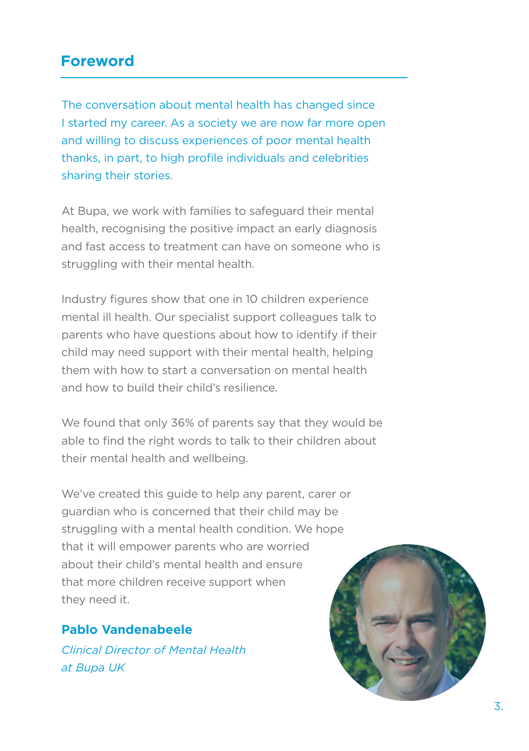## Foreword

The conversation about mental health has changed since I started my career. As a society we are now far more open and willing to discuss experiences of poor mental health thanks, in part, to high profile individuals and celebrities sharing their stories.

At Bupa, we work with families to safeguard their mental health, recognising the positive impact an early diagnosis and fast access to treatment can have on someone who is struggling with their mental health.

Industry figures show that one in 10 children experience mental ill health. Our specialist support colleagues talk to parents who have questions about how to identify if their child may need support with their mental health, helping them with how to start a conversation on mental health and how to build their child's resilience.

We found that only 36% of parents say that they would be able to find the right words to talk to their children about their mental health and wellbeing.

We've created this guide to help any parent, carer or guardian who is concerned that their child may be struggling with a mental health condition. We hope that it will empower parents who are worried about their child's mental health and ensure that more children receive support when they need it.

**Pablo Vandenabeele**

*Clinical Director of Mental Health at Bupa UK*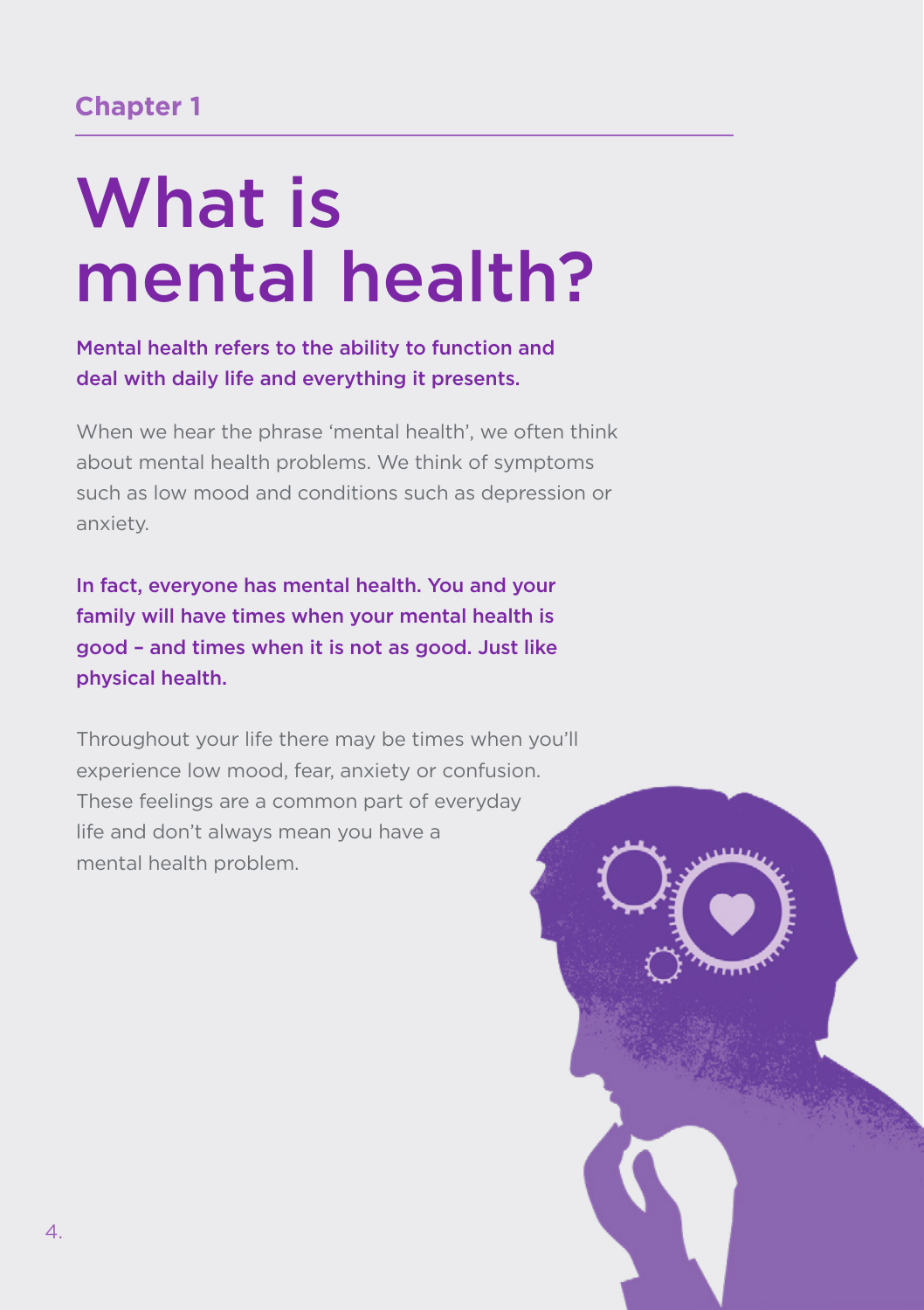Chapter 1

# What is mental health?

**Mental health refers to the ability to function and deal with daily life and everything it presents.**

When we hear the phrase 'mental health', we often think about mental health problems. We think of symptoms such as low mood and conditions such as depression or anxiety.

**In fact, everyone has mental health. You and your family will have times when your mental health is good – and times when it is not as good. Just like physical health.**

Throughout your life there may be times when you'll experience low mood, fear, anxiety or confusion. These feelings are a common part of everyday life and don't always mean you have a mental health problem.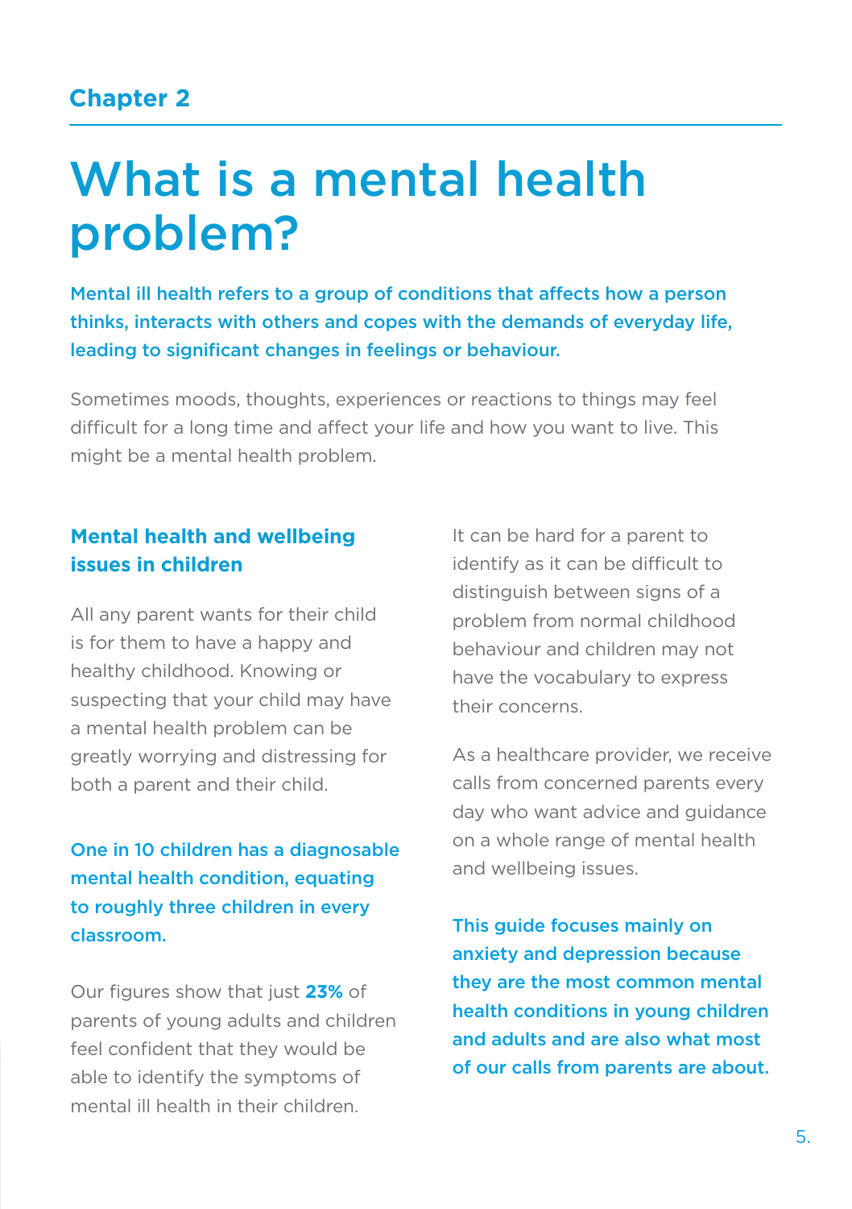## Chapter 2

# What is a mental health problem?

**Mental ill health refers to a group of conditions that affects how a person thinks, interacts with others and copes with the demands of everyday life, leading to significant changes in feelings or behaviour.**

Sometimes moods, thoughts, experiences or reactions to things may feel difficult for a long time and affect your life and how you want to live. This might be a mental health problem.

### Mental health and wellbeing issues in children

All any parent wants for their child is for them to have a happy and healthy childhood. Knowing or suspecting that your child may have a mental health problem can be greatly worrying and distressing for both a parent and their child.

**One in 10 children has a diagnosable mental health condition, equating to roughly three children in every classroom.**

Our figures show that just **23%** of parents of young adults and children feel confident that they would be able to identify the symptoms of mental ill health in their children.

It can be hard for a parent to identify as it can be difficult to distinguish between signs of a problem from normal childhood behaviour and children may not have the vocabulary to express their concerns.

As a healthcare provider, we receive calls from concerned parents every day who want advice and guidance on a whole range of mental health and wellbeing issues.

**This guide focuses mainly on anxiety and depression because they are the most common mental health conditions in young children and adults and are also what most of our calls from parents are about.**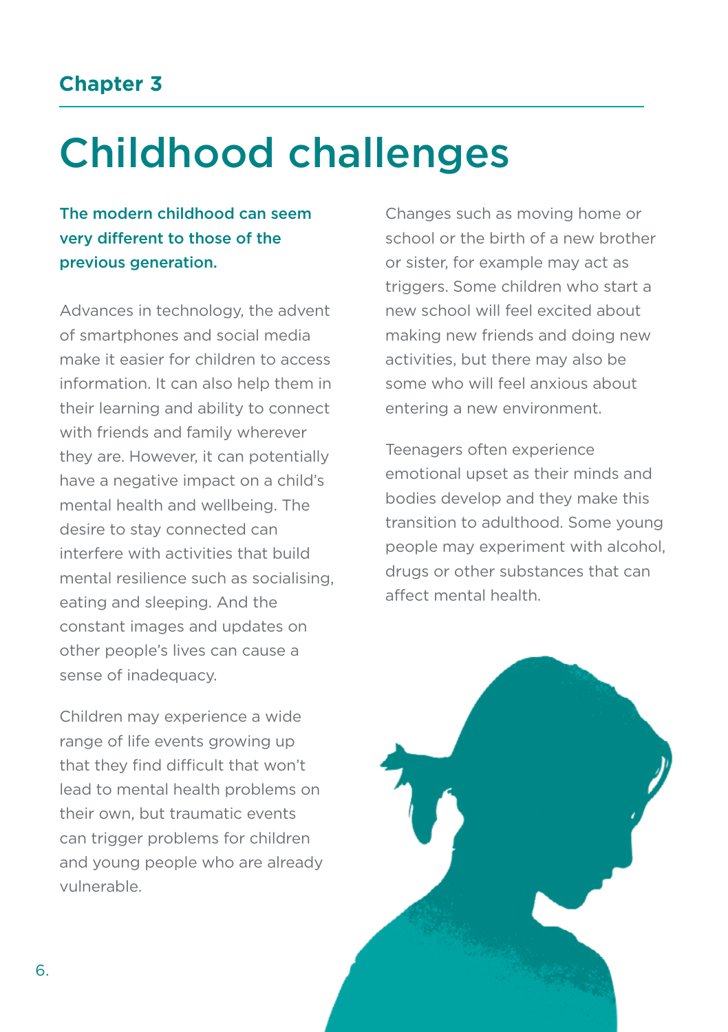Chapter 3

# Childhood challenges

**The modern childhood can seem very different to those of the previous generation.**

Advances in technology, the advent of smartphones and social media make it easier for children to access information. It can also help them in their learning and ability to connect with friends and family wherever they are. However, it can potentially have a negative impact on a child's mental health and wellbeing. The desire to stay connected can interfere with activities that build mental resilience such as socialising, eating and sleeping. And the constant images and updates on other people's lives can cause a sense of inadequacy.

Children may experience a wide range of life events growing up that they find difficult that won't lead to mental health problems on their own, but traumatic events can trigger problems for children and young people who are already vulnerable.

Changes such as moving home or school or the birth of a new brother or sister, for example may act as triggers. Some children who start a new school will feel excited about making new friends and doing new activities, but there may also be some who will feel anxious about entering a new environment.

Teenagers often experience emotional upset as their minds and bodies develop and they make this transition to adulthood. Some young people may experiment with alcohol, drugs or other substances that can affect mental health.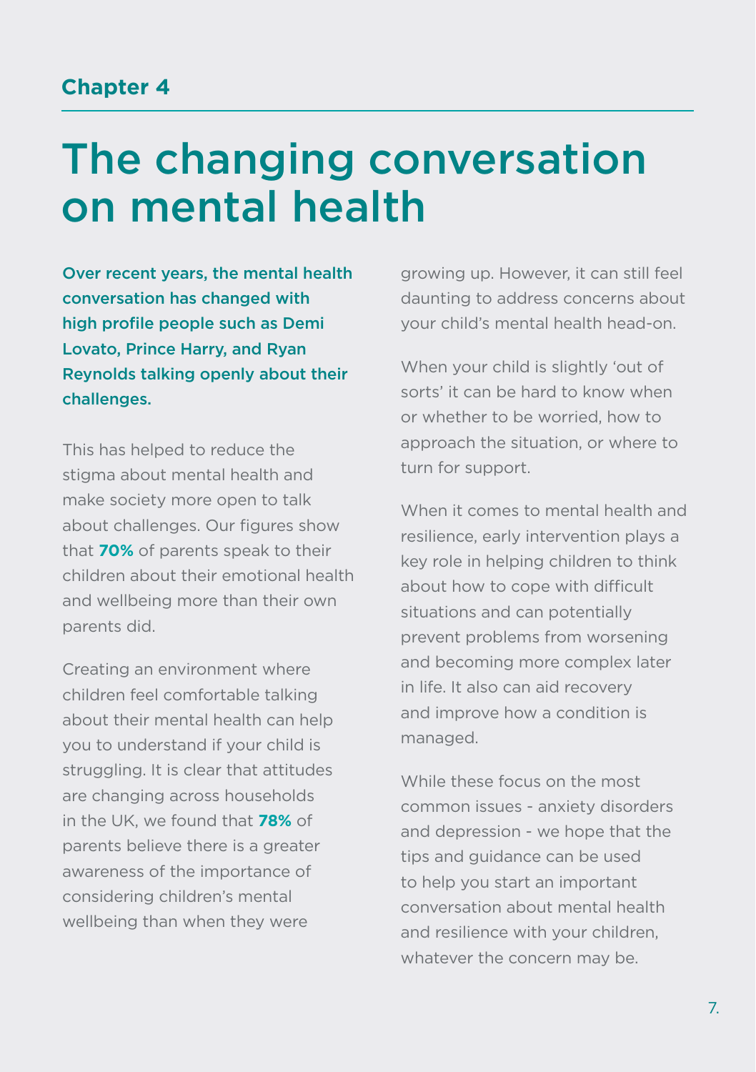## Chapter 4

# The changing conversation on mental health

**Over recent years, the mental health conversation has changed with high profile people such as Demi Lovato, Prince Harry, and Ryan Reynolds talking openly about their challenges.**

This has helped to reduce the stigma about mental health and make society more open to talk about challenges. Our figures show that **70%** of parents speak to their children about their emotional health and wellbeing more than their own parents did.

Creating an environment where children feel comfortable talking about their mental health can help you to understand if your child is struggling. It is clear that attitudes are changing across households in the UK, we found that **78%** of parents believe there is a greater awareness of the importance of considering children's mental wellbeing than when they were growing up. However, it can still feel daunting to address concerns about your child's mental health head-on.

When your child is slightly 'out of sorts' it can be hard to know when or whether to be worried, how to approach the situation, or where to turn for support.

When it comes to mental health and resilience, early intervention plays a key role in helping children to think about how to cope with difficult situations and can potentially prevent problems from worsening and becoming more complex later in life. It also can aid recovery and improve how a condition is managed.

While these focus on the most common issues - anxiety disorders and depression - we hope that the tips and guidance can be used to help you start an important conversation about mental health and resilience with your children, whatever the concern may be.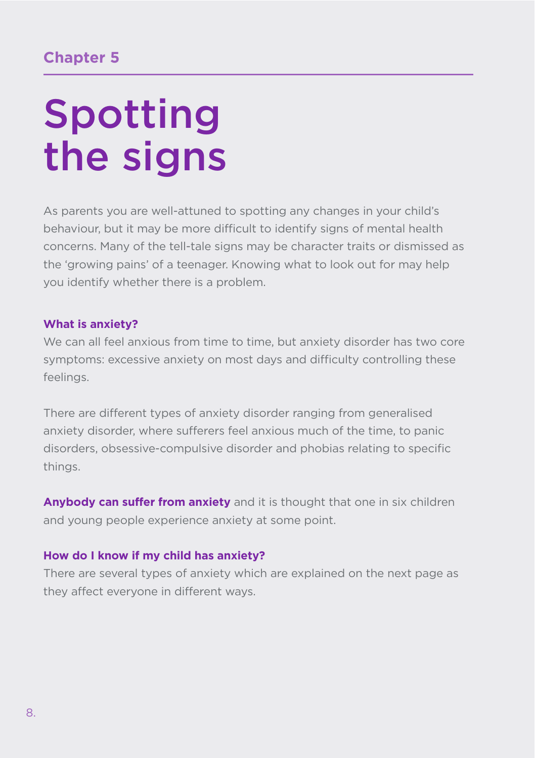## Chapter 5

# Spotting the signs

As parents you are well-attuned to spotting any changes in your child's behaviour, but it may be more difficult to identify signs of mental health concerns. Many of the tell-tale signs may be character traits or dismissed as the 'growing pains' of a teenager. Knowing what to look out for may help you identify whether there is a problem.

### What is anxiety?

We can all feel anxious from time to time, but anxiety disorder has two core symptoms: excessive anxiety on most days and difficulty controlling these feelings.

There are different types of anxiety disorder ranging from generalised anxiety disorder, where sufferers feel anxious much of the time, to panic disorders, obsessive-compulsive disorder and phobias relating to specific things.

**Anybody can suffer from anxiety** and it is thought that one in six children and young people experience anxiety at some point.

### How do I know if my child has anxiety?

There are several types of anxiety which are explained on the next page as they affect everyone in different ways.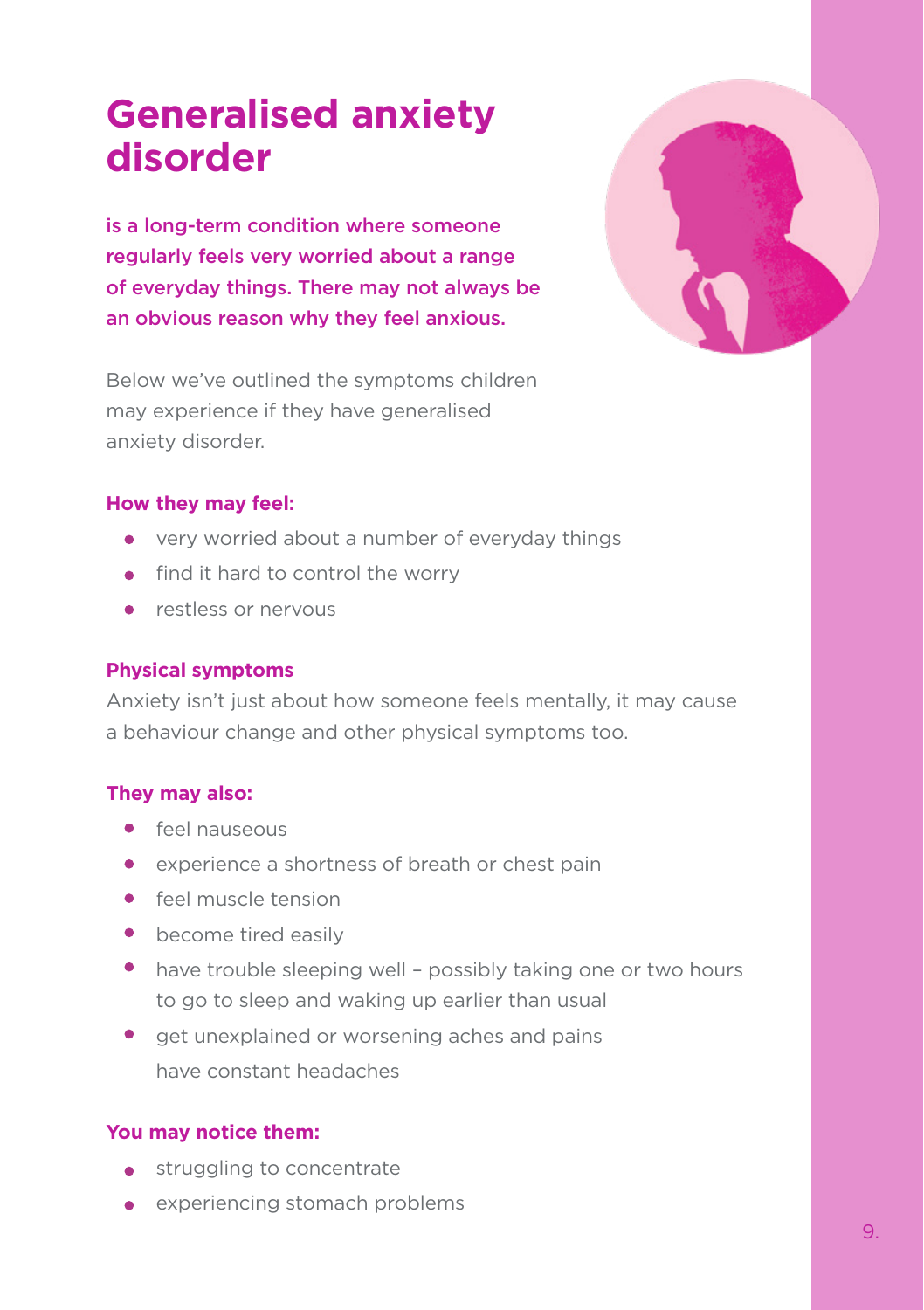# Generalised anxiety disorder

**is a long-term condition where someone regularly feels very worried about a range of everyday things. There may not always be an obvious reason why they feel anxious.**

Below we've outlined the symptoms children may experience if they have generalised anxiety disorder.

**How they may feel:**

- very worried about a number of everyday things
- find it hard to control the worry
- restless or nervous

**Physical symptoms**

Anxiety isn't just about how someone feels mentally, it may cause a behaviour change and other physical symptoms too.

**They may also:**

- feel nauseous
- experience a shortness of breath or chest pain
- feel muscle tension
- become tired easily
- have trouble sleeping well – possibly taking one or two hours to go to sleep and waking up earlier than usual
- get unexplained or worsening aches and pains
  have constant headaches

**You may notice them:**

- struggling to concentrate
- experiencing stomach problems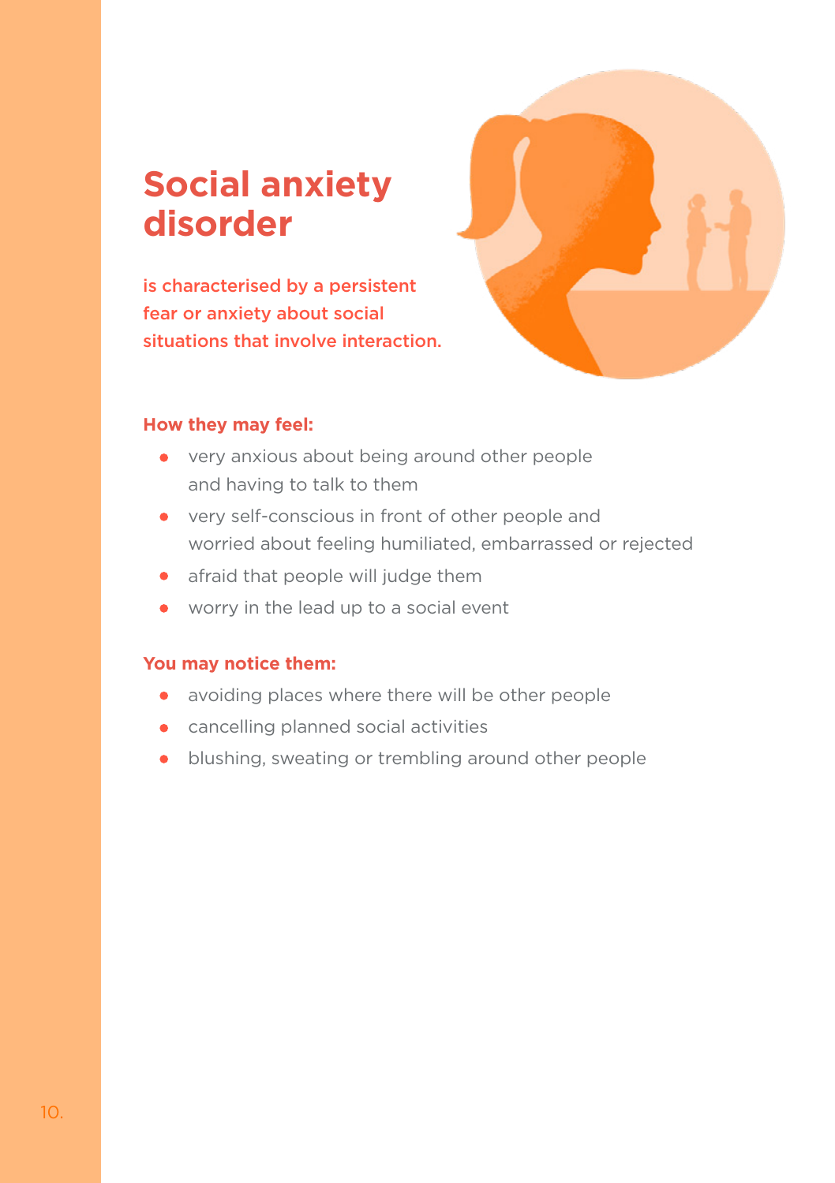# Social anxiety disorder

**is characterised by a persistent fear or anxiety about social situations that involve interaction.**

**How they may feel:**

- very anxious about being around other people and having to talk to them
- very self-conscious in front of other people and worried about feeling humiliated, embarrassed or rejected
- afraid that people will judge them
- worry in the lead up to a social event

**You may notice them:**

- avoiding places where there will be other people
- cancelling planned social activities
- blushing, sweating or trembling around other people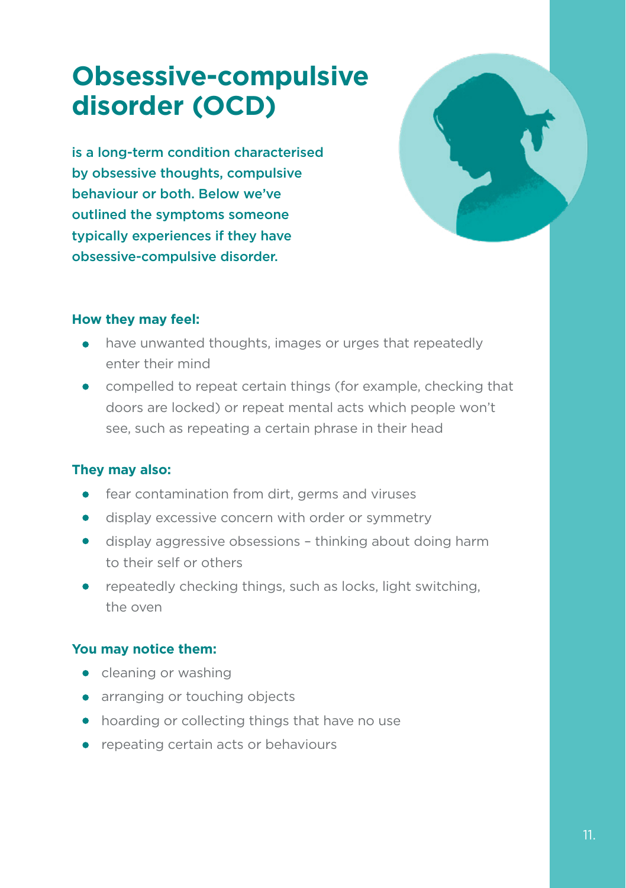# Obsessive-compulsive disorder (OCD)

**is a long-term condition characterised by obsessive thoughts, compulsive behaviour or both. Below we've outlined the symptoms someone typically experiences if they have obsessive-compulsive disorder.**

**How they may feel:**

- have unwanted thoughts, images or urges that repeatedly enter their mind
- compelled to repeat certain things (for example, checking that doors are locked) or repeat mental acts which people won't see, such as repeating a certain phrase in their head

**They may also:**

- fear contamination from dirt, germs and viruses
- display excessive concern with order or symmetry
- display aggressive obsessions – thinking about doing harm to their self or others
- repeatedly checking things, such as locks, light switching, the oven

**You may notice them:**

- cleaning or washing
- arranging or touching objects
- hoarding or collecting things that have no use
- repeating certain acts or behaviours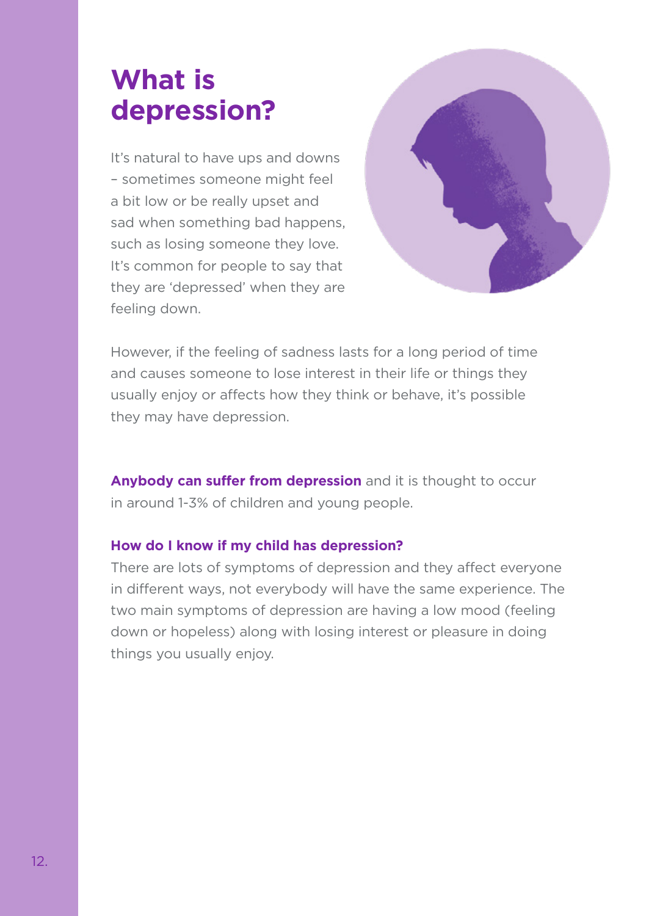# What is depression?

It's natural to have ups and downs – sometimes someone might feel a bit low or be really upset and sad when something bad happens, such as losing someone they love. It's common for people to say that they are 'depressed' when they are feeling down.

However, if the feeling of sadness lasts for a long period of time and causes someone to lose interest in their life or things they usually enjoy or affects how they think or behave, it's possible they may have depression.

**Anybody can suffer from depression** and it is thought to occur in around 1-3% of children and young people.

### How do I know if my child has depression?

There are lots of symptoms of depression and they affect everyone in different ways, not everybody will have the same experience. The two main symptoms of depression are having a low mood (feeling down or hopeless) along with losing interest or pleasure in doing things you usually enjoy.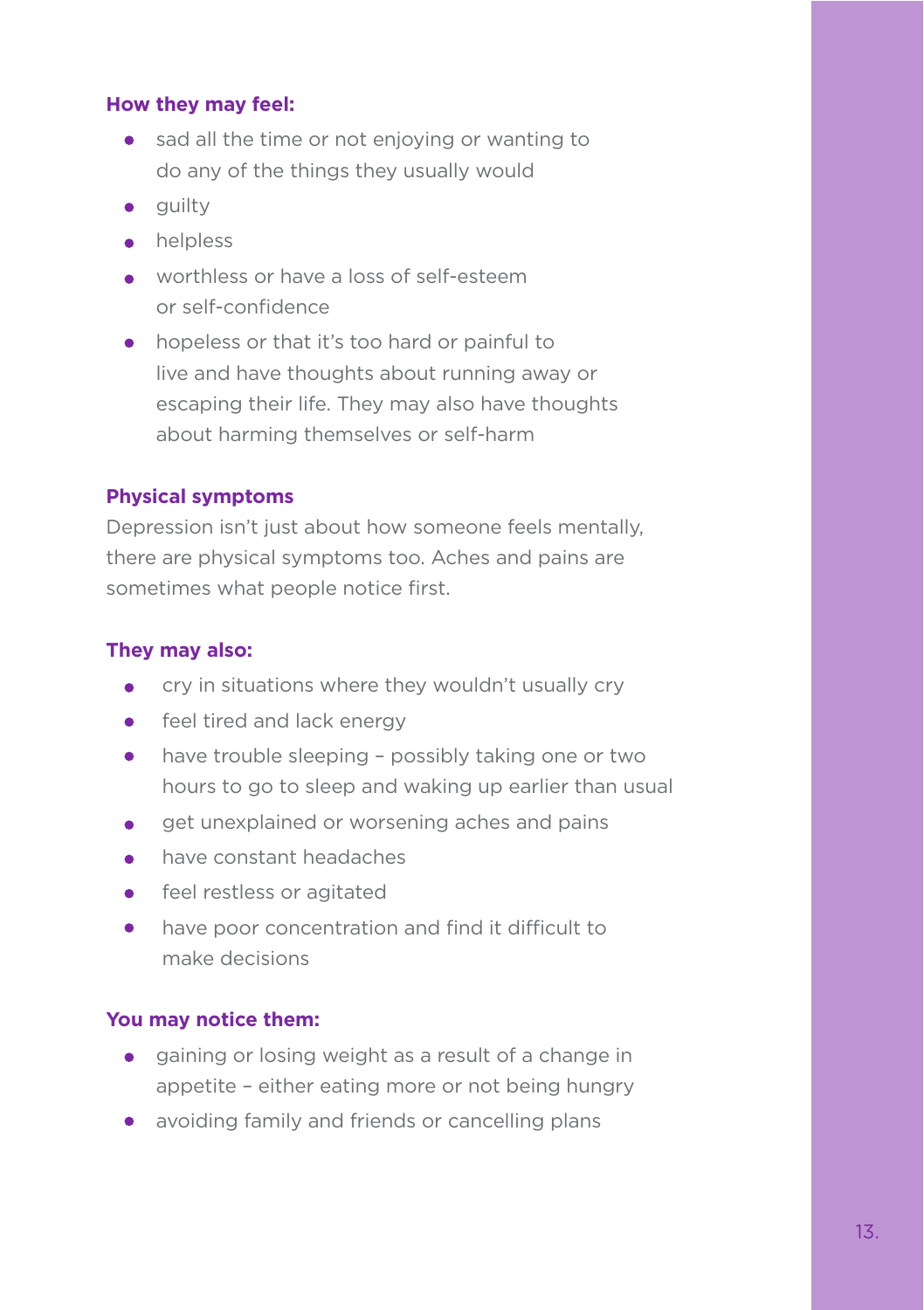**How they may feel:**

- sad all the time or not enjoying or wanting to do any of the things they usually would
- guilty
- helpless
- worthless or have a loss of self-esteem or self-confidence
- hopeless or that it's too hard or painful to live and have thoughts about running away or escaping their life. They may also have thoughts about harming themselves or self-harm

**Physical symptoms**

Depression isn't just about how someone feels mentally, there are physical symptoms too. Aches and pains are sometimes what people notice first.

**They may also:**

- cry in situations where they wouldn't usually cry
- feel tired and lack energy
- have trouble sleeping – possibly taking one or two hours to go to sleep and waking up earlier than usual
- get unexplained or worsening aches and pains
- have constant headaches
- feel restless or agitated
- have poor concentration and find it difficult to make decisions

**You may notice them:**

- gaining or losing weight as a result of a change in appetite – either eating more or not being hungry
- avoiding family and friends or cancelling plans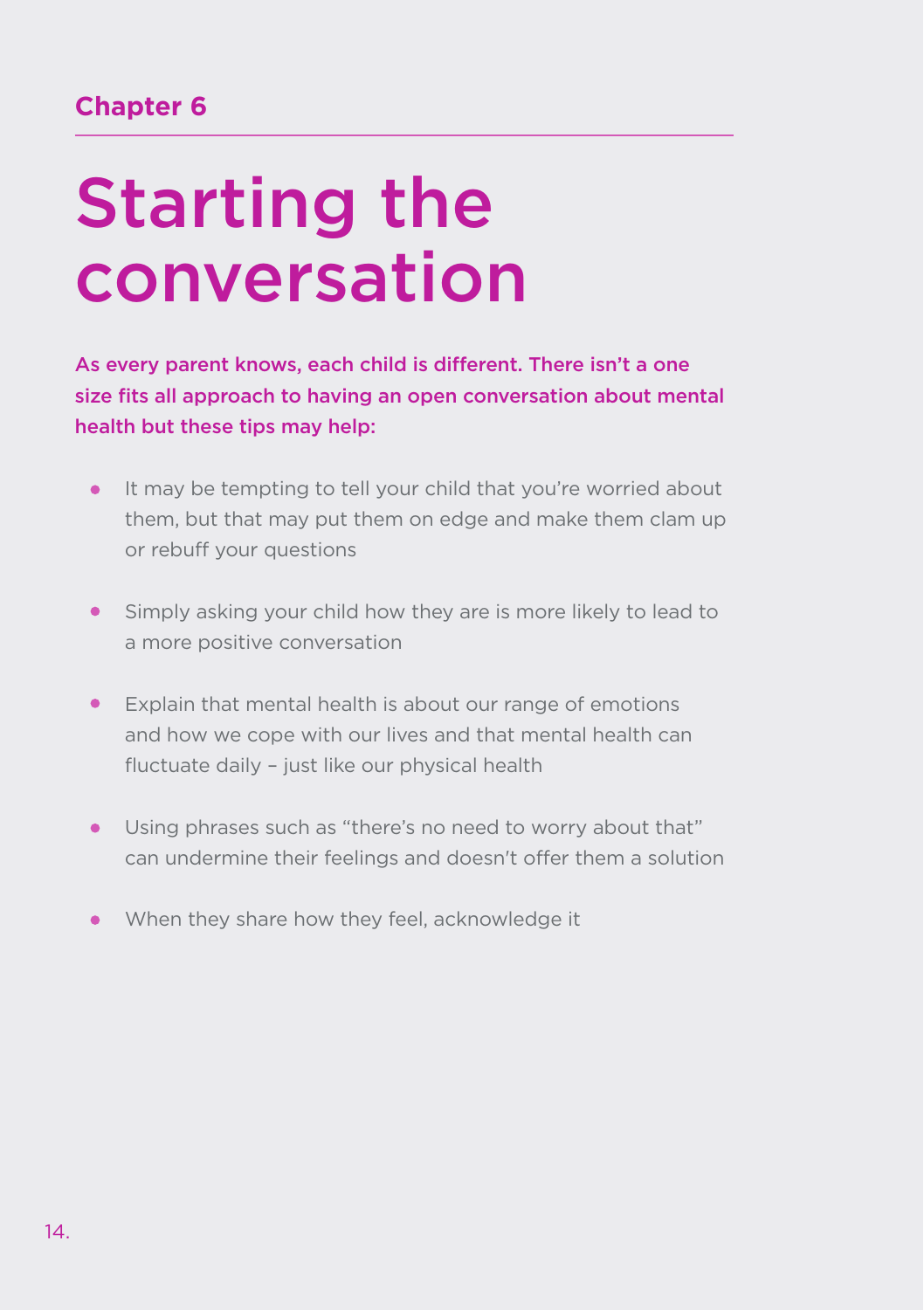Chapter 6

# Starting the conversation

**As every parent knows, each child is different. There isn't a one size fits all approach to having an open conversation about mental health but these tips may help:**

- It may be tempting to tell your child that you're worried about them, but that may put them on edge and make them clam up or rebuff your questions
- Simply asking your child how they are is more likely to lead to a more positive conversation
- Explain that mental health is about our range of emotions and how we cope with our lives and that mental health can fluctuate daily – just like our physical health
- Using phrases such as "there's no need to worry about that" can undermine their feelings and doesn't offer them a solution
- When they share how they feel, acknowledge it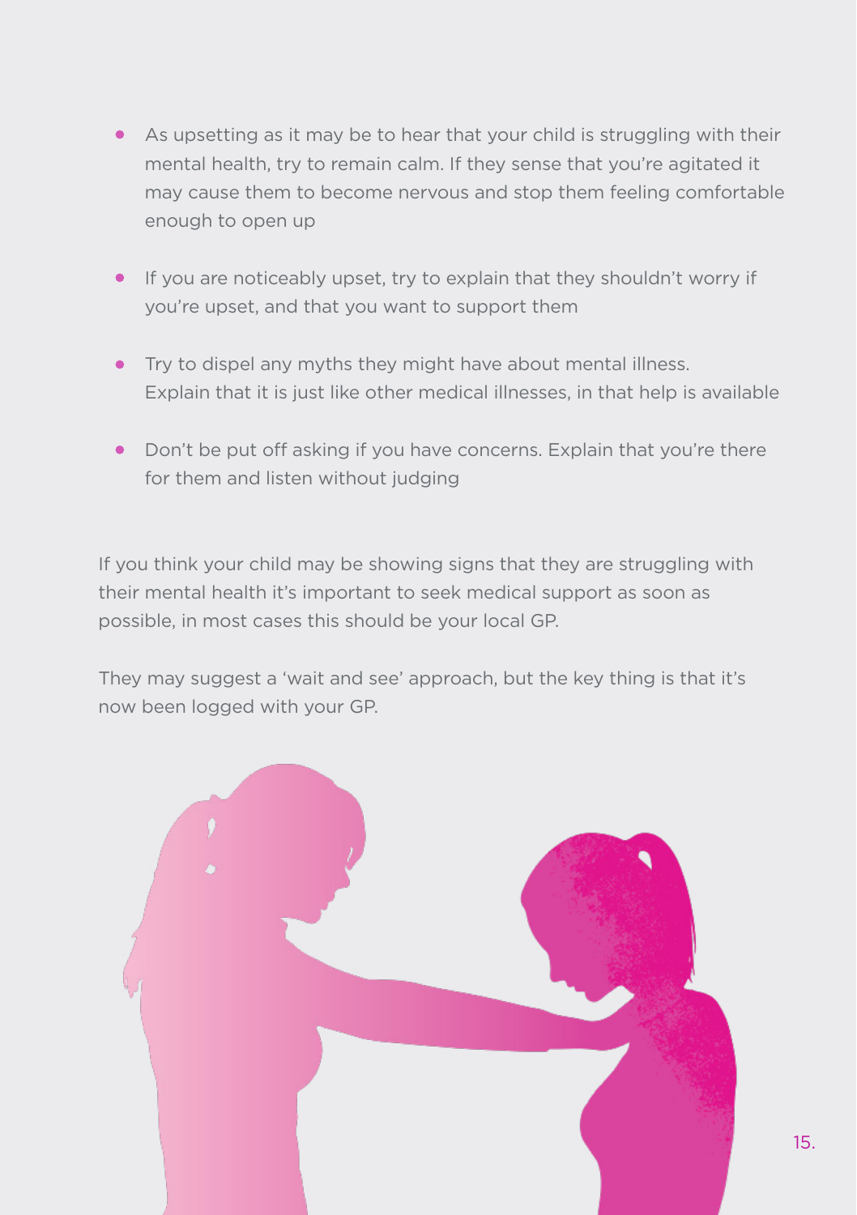- As upsetting as it may be to hear that your child is struggling with their mental health, try to remain calm. If they sense that you're agitated it may cause them to become nervous and stop them feeling comfortable enough to open up

- If you are noticeably upset, try to explain that they shouldn't worry if you're upset, and that you want to support them

- Try to dispel any myths they might have about mental illness. Explain that it is just like other medical illnesses, in that help is available

- Don't be put off asking if you have concerns. Explain that you're there for them and listen without judging

If you think your child may be showing signs that they are struggling with their mental health it's important to seek medical support as soon as possible, in most cases this should be your local GP.

They may suggest a 'wait and see' approach, but the key thing is that it's now been logged with your GP.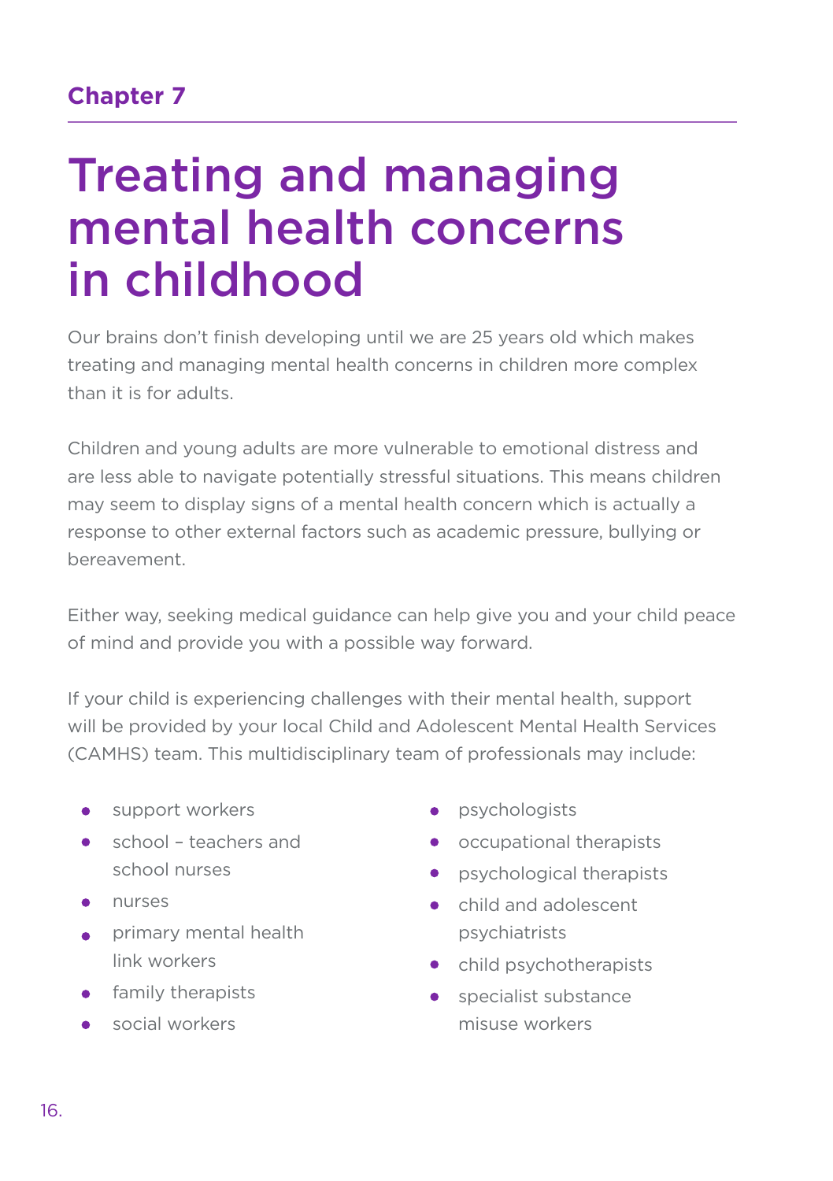## Chapter 7

# Treating and managing mental health concerns in childhood

Our brains don't finish developing until we are 25 years old which makes treating and managing mental health concerns in children more complex than it is for adults.

Children and young adults are more vulnerable to emotional distress and are less able to navigate potentially stressful situations. This means children may seem to display signs of a mental health concern which is actually a response to other external factors such as academic pressure, bullying or bereavement.

Either way, seeking medical guidance can help give you and your child peace of mind and provide you with a possible way forward.

If your child is experiencing challenges with their mental health, support will be provided by your local Child and Adolescent Mental Health Services (CAMHS) team. This multidisciplinary team of professionals may include:

- support workers
- school – teachers and school nurses
- nurses
- primary mental health link workers
- family therapists
- social workers
- psychologists
- occupational therapists
- psychological therapists
- child and adolescent psychiatrists
- child psychotherapists
- specialist substance misuse workers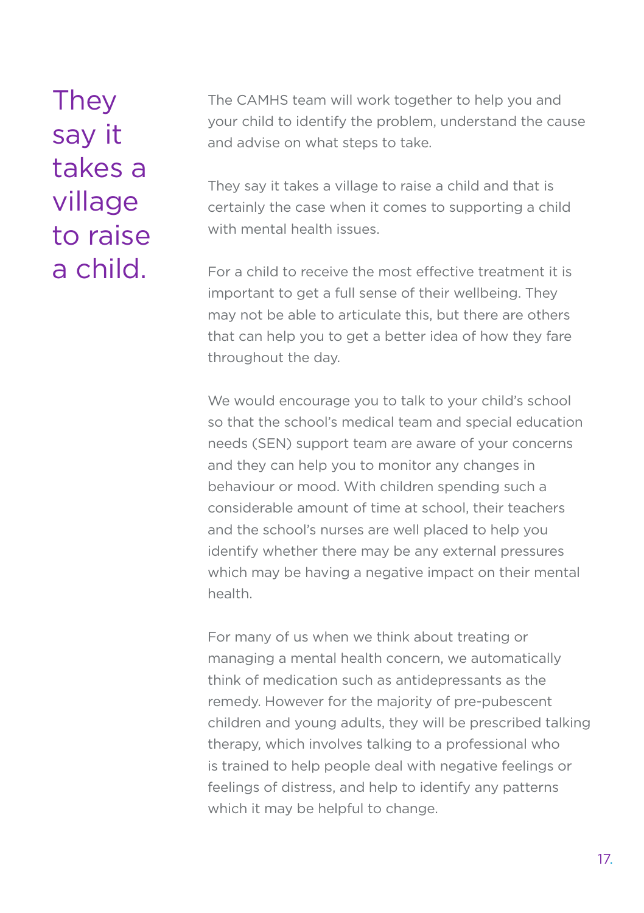# They say it takes a village to raise a child.

The CAMHS team will work together to help you and your child to identify the problem, understand the cause and advise on what steps to take.

They say it takes a village to raise a child and that is certainly the case when it comes to supporting a child with mental health issues.

For a child to receive the most effective treatment it is important to get a full sense of their wellbeing. They may not be able to articulate this, but there are others that can help you to get a better idea of how they fare throughout the day.

We would encourage you to talk to your child's school so that the school's medical team and special education needs (SEN) support team are aware of your concerns and they can help you to monitor any changes in behaviour or mood. With children spending such a considerable amount of time at school, their teachers and the school's nurses are well placed to help you identify whether there may be any external pressures which may be having a negative impact on their mental health.

For many of us when we think about treating or managing a mental health concern, we automatically think of medication such as antidepressants as the remedy. However for the majority of pre-pubescent children and young adults, they will be prescribed talking therapy, which involves talking to a professional who is trained to help people deal with negative feelings or feelings of distress, and help to identify any patterns which it may be helpful to change.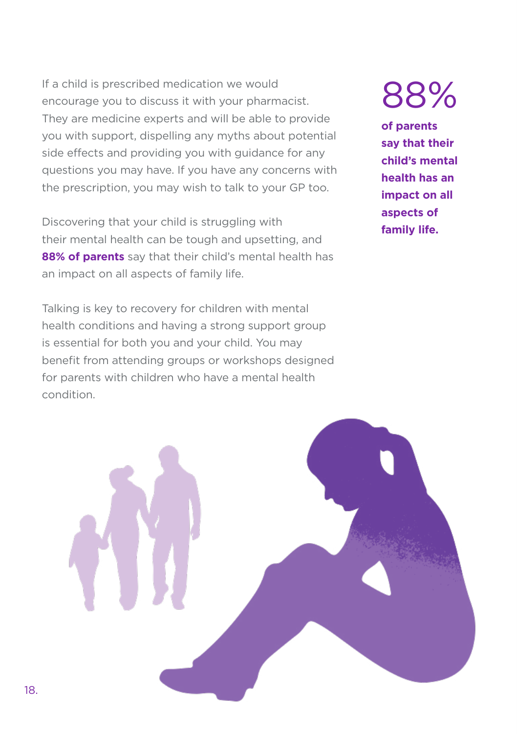If a child is prescribed medication we would encourage you to discuss it with your pharmacist. They are medicine experts and will be able to provide you with support, dispelling any myths about potential side effects and providing you with guidance for any questions you may have. If you have any concerns with the prescription, you may wish to talk to your GP too.

Discovering that your child is struggling with their mental health can be tough and upsetting, and **88% of parents** say that their child's mental health has an impact on all aspects of family life.

Talking is key to recovery for children with mental health conditions and having a strong support group is essential for both you and your child. You may benefit from attending groups or workshops designed for parents with children who have a mental health condition.

88%

**of parents say that their child's mental health has an impact on all aspects of family life.**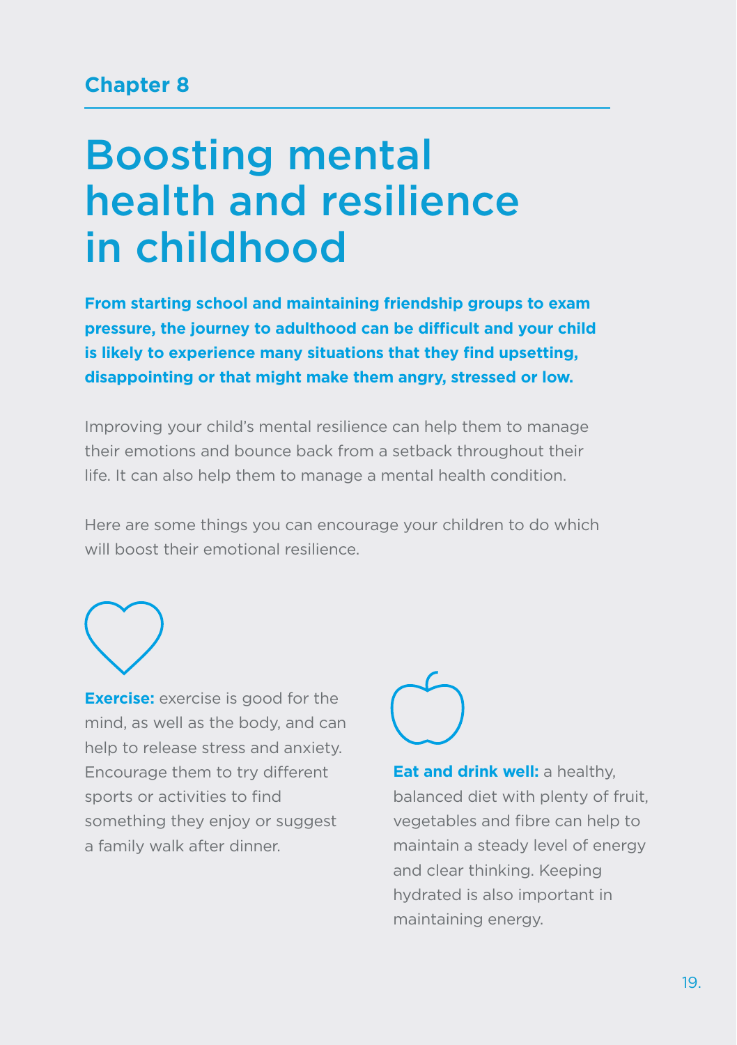**Chapter 8**

# Boosting mental health and resilience in childhood

**From starting school and maintaining friendship groups to exam pressure, the journey to adulthood can be difficult and your child is likely to experience many situations that they find upsetting, disappointing or that might make them angry, stressed or low.**

Improving your child's mental resilience can help them to manage their emotions and bounce back from a setback throughout their life. It can also help them to manage a mental health condition.

Here are some things you can encourage your children to do which will boost their emotional resilience.

**Exercise:** exercise is good for the mind, as well as the body, and can help to release stress and anxiety. Encourage them to try different sports or activities to find something they enjoy or suggest a family walk after dinner.

**Eat and drink well:** a healthy, balanced diet with plenty of fruit, vegetables and fibre can help to maintain a steady level of energy and clear thinking. Keeping hydrated is also important in maintaining energy.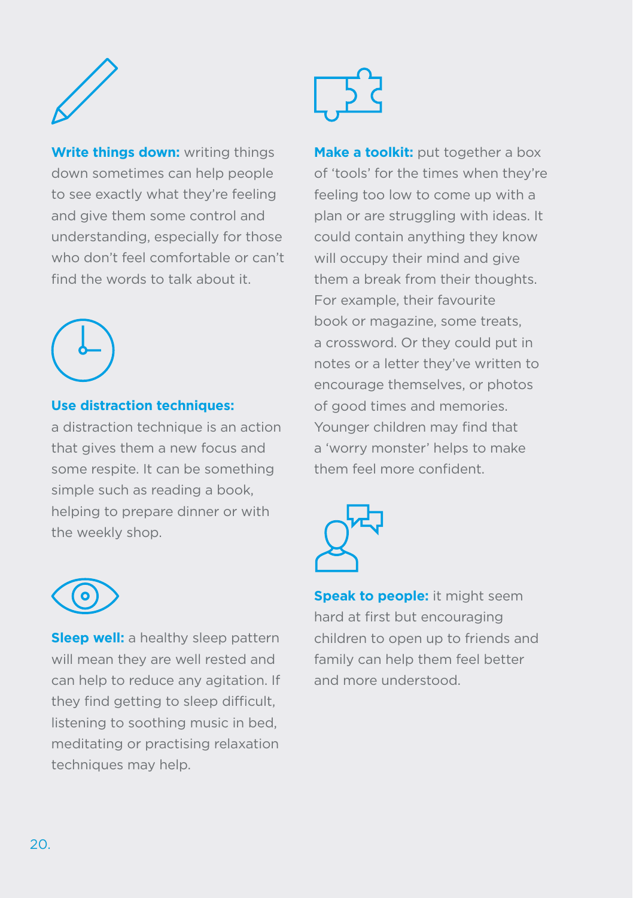**Write things down:** writing things down sometimes can help people to see exactly what they're feeling and give them some control and understanding, especially for those who don't feel comfortable or can't find the words to talk about it.

**Use distraction techniques:** a distraction technique is an action that gives them a new focus and some respite. It can be something simple such as reading a book, helping to prepare dinner or with the weekly shop.

**Sleep well:** a healthy sleep pattern will mean they are well rested and can help to reduce any agitation. If they find getting to sleep difficult, listening to soothing music in bed, meditating or practising relaxation techniques may help.

**Make a toolkit:** put together a box of 'tools' for the times when they're feeling too low to come up with a plan or are struggling with ideas. It could contain anything they know will occupy their mind and give them a break from their thoughts. For example, their favourite book or magazine, some treats, a crossword. Or they could put in notes or a letter they've written to encourage themselves, or photos of good times and memories. Younger children may find that a 'worry monster' helps to make them feel more confident.

**Speak to people:** it might seem hard at first but encouraging children to open up to friends and family can help them feel better and more understood.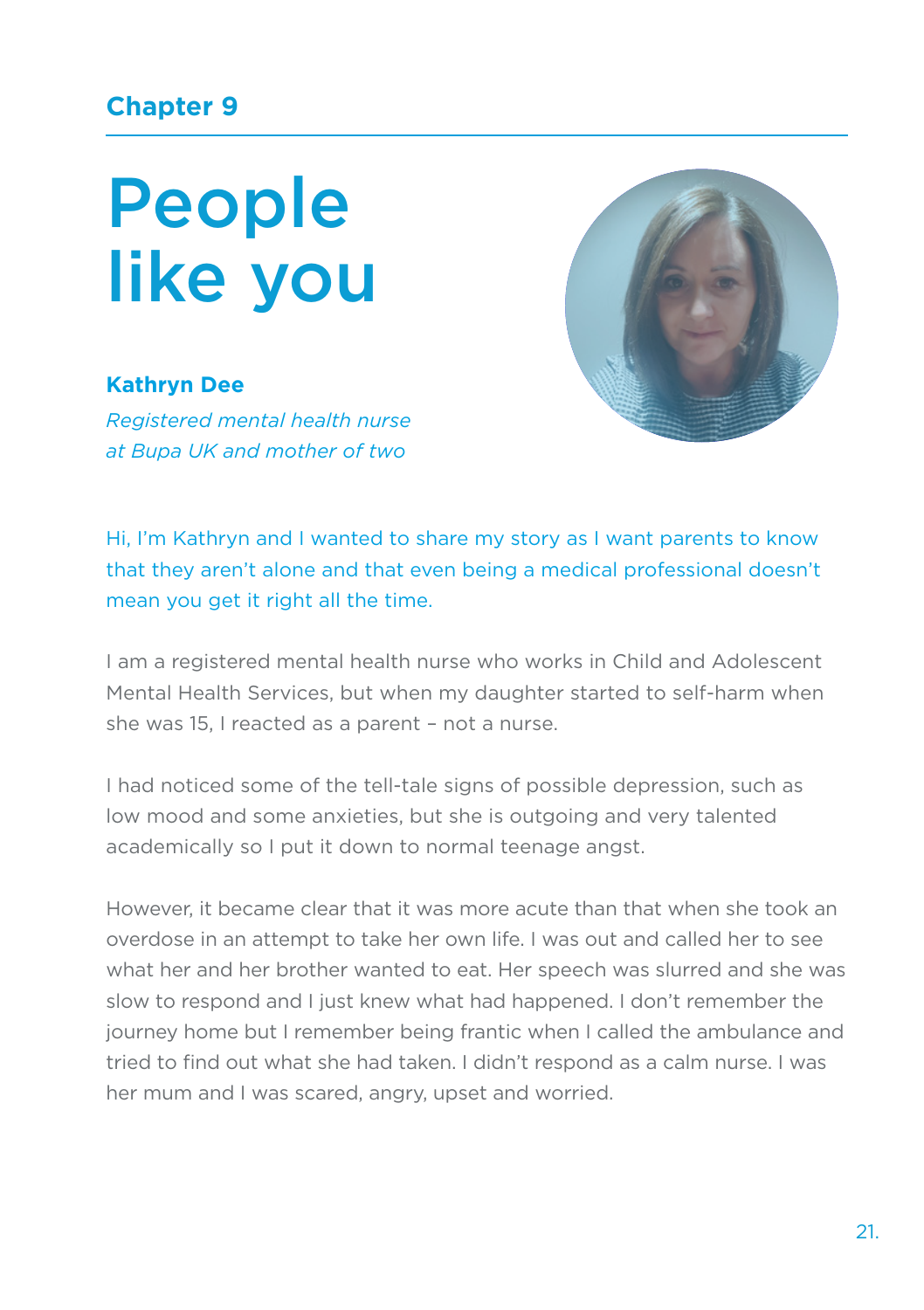Chapter 9

# People like you

**Kathryn Dee**

*Registered mental health nurse at Bupa UK and mother of two*

Hi, I'm Kathryn and I wanted to share my story as I want parents to know that they aren't alone and that even being a medical professional doesn't mean you get it right all the time.

I am a registered mental health nurse who works in Child and Adolescent Mental Health Services, but when my daughter started to self-harm when she was 15, I reacted as a parent – not a nurse.

I had noticed some of the tell-tale signs of possible depression, such as low mood and some anxieties, but she is outgoing and very talented academically so I put it down to normal teenage angst.

However, it became clear that it was more acute than that when she took an overdose in an attempt to take her own life. I was out and called her to see what her and her brother wanted to eat. Her speech was slurred and she was slow to respond and I just knew what had happened. I don't remember the journey home but I remember being frantic when I called the ambulance and tried to find out what she had taken. I didn't respond as a calm nurse. I was her mum and I was scared, angry, upset and worried.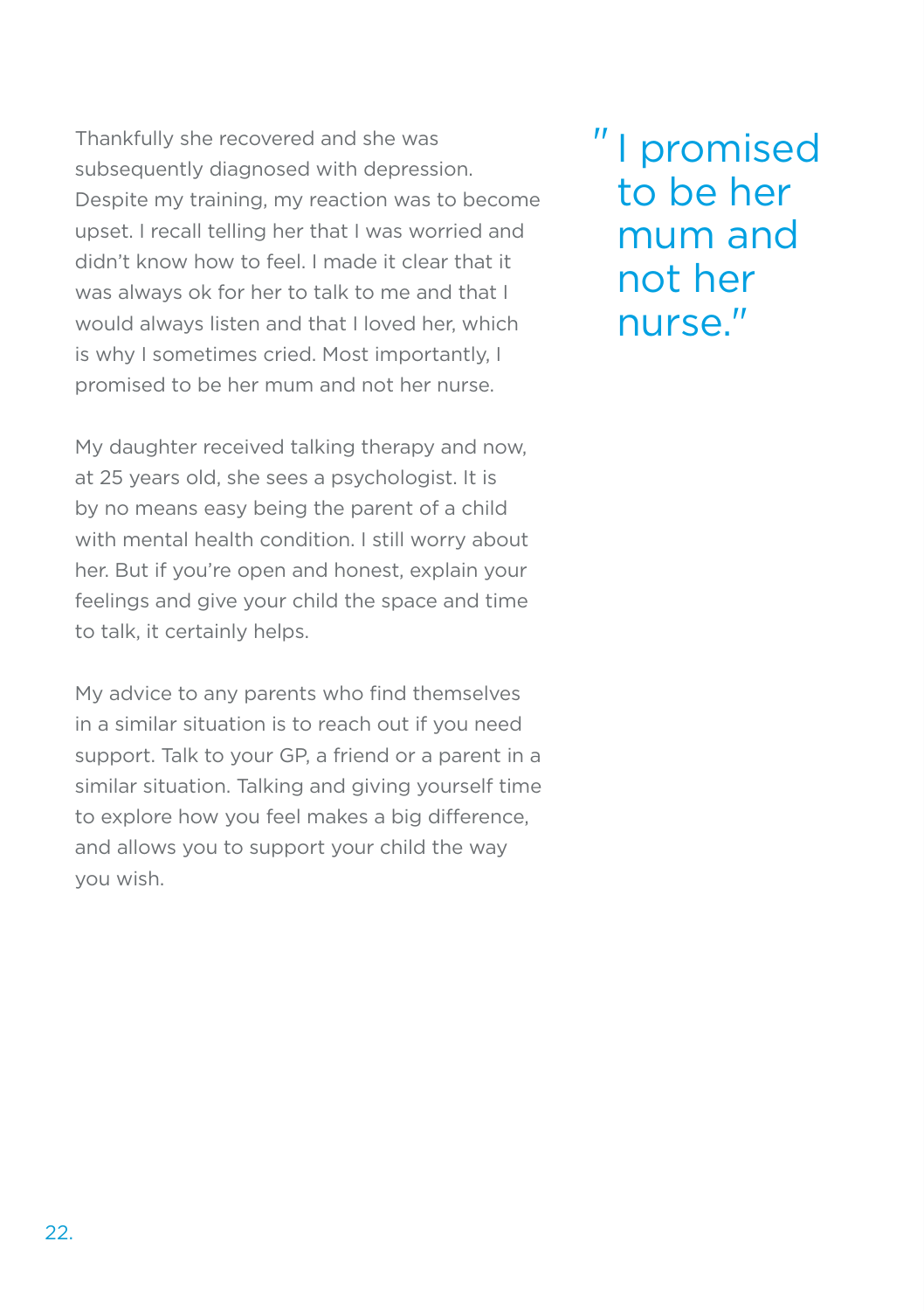Thankfully she recovered and she was subsequently diagnosed with depression. Despite my training, my reaction was to become upset. I recall telling her that I was worried and didn't know how to feel. I made it clear that it was always ok for her to talk to me and that I would always listen and that I loved her, which is why I sometimes cried. Most importantly, I promised to be her mum and not her nurse.

> "I promised to be her mum and not her nurse."

My daughter received talking therapy and now, at 25 years old, she sees a psychologist. It is by no means easy being the parent of a child with mental health condition. I still worry about her. But if you're open and honest, explain your feelings and give your child the space and time to talk, it certainly helps.

My advice to any parents who find themselves in a similar situation is to reach out if you need support. Talk to your GP, a friend or a parent in a similar situation. Talking and giving yourself time to explore how you feel makes a big difference, and allows you to support your child the way you wish.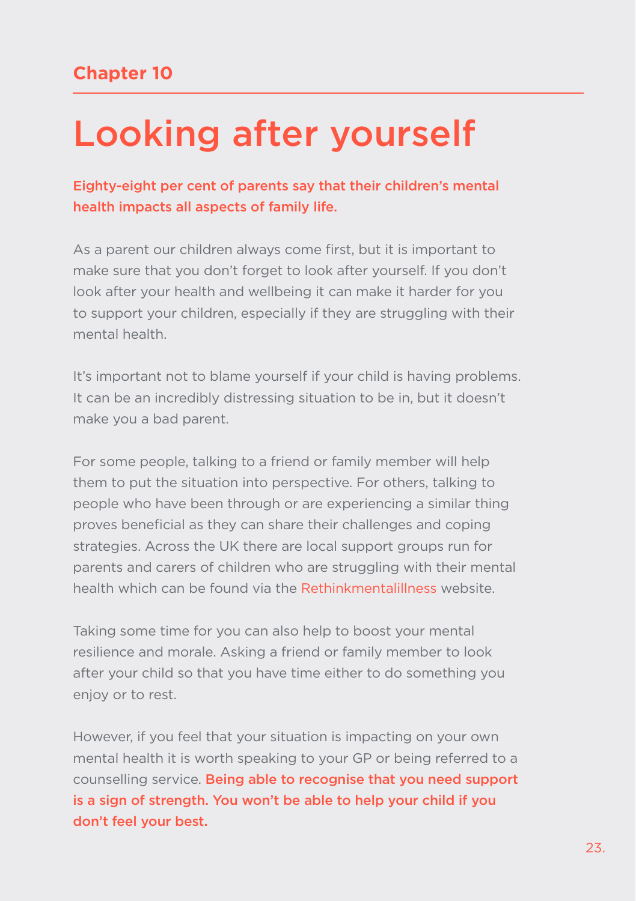Chapter 10

# Looking after yourself

**Eighty-eight per cent of parents say that their children's mental health impacts all aspects of family life.**

As a parent our children always come first, but it is important to make sure that you don't forget to look after yourself. If you don't look after your health and wellbeing it can make it harder for you to support your children, especially if they are struggling with their mental health.

It's important not to blame yourself if your child is having problems. It can be an incredibly distressing situation to be in, but it doesn't make you a bad parent.

For some people, talking to a friend or family member will help them to put the situation into perspective. For others, talking to people who have been through or are experiencing a similar thing proves beneficial as they can share their challenges and coping strategies. Across the UK there are local support groups run for parents and carers of children who are struggling with their mental health which can be found via the Rethinkmentalillness website.

Taking some time for you can also help to boost your mental resilience and morale. Asking a friend or family member to look after your child so that you have time either to do something you enjoy or to rest.

However, if you feel that your situation is impacting on your own mental health it is worth speaking to your GP or being referred to a counselling service. **Being able to recognise that you need support is a sign of strength. You won't be able to help your child if you don't feel your best.**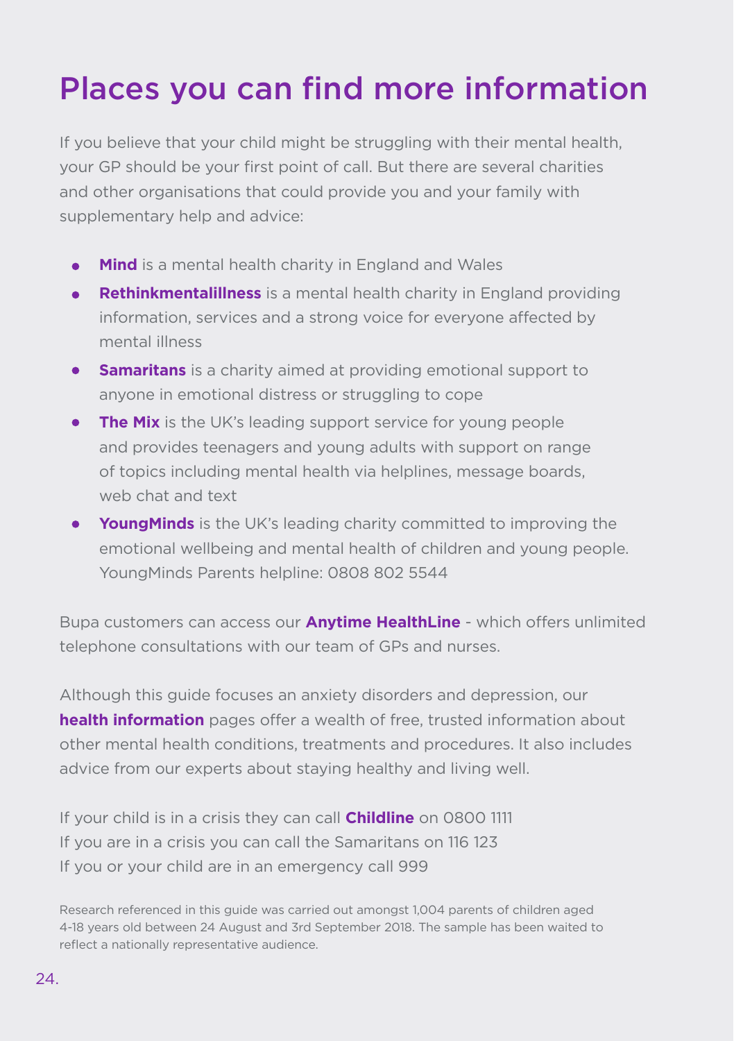# Places you can find more information

If you believe that your child might be struggling with their mental health, your GP should be your first point of call. But there are several charities and other organisations that could provide you and your family with supplementary help and advice:

- **Mind** is a mental health charity in England and Wales
- **Rethinkmentalillness** is a mental health charity in England providing information, services and a strong voice for everyone affected by mental illness
- **Samaritans** is a charity aimed at providing emotional support to anyone in emotional distress or struggling to cope
- **The Mix** is the UK's leading support service for young people and provides teenagers and young adults with support on range of topics including mental health via helplines, message boards, web chat and text
- **YoungMinds** is the UK's leading charity committed to improving the emotional wellbeing and mental health of children and young people. YoungMinds Parents helpline: 0808 802 5544

Bupa customers can access our **Anytime HealthLine** - which offers unlimited telephone consultations with our team of GPs and nurses.

Although this guide focuses an anxiety disorders and depression, our **health information** pages offer a wealth of free, trusted information about other mental health conditions, treatments and procedures. It also includes advice from our experts about staying healthy and living well.

If your child is in a crisis they can call **Childline** on 0800 1111
If you are in a crisis you can call the Samaritans on 116 123
If you or your child are in an emergency call 999

Research referenced in this guide was carried out amongst 1,004 parents of children aged 4-18 years old between 24 August and 3rd September 2018. The sample has been waited to reflect a nationally representative audience.